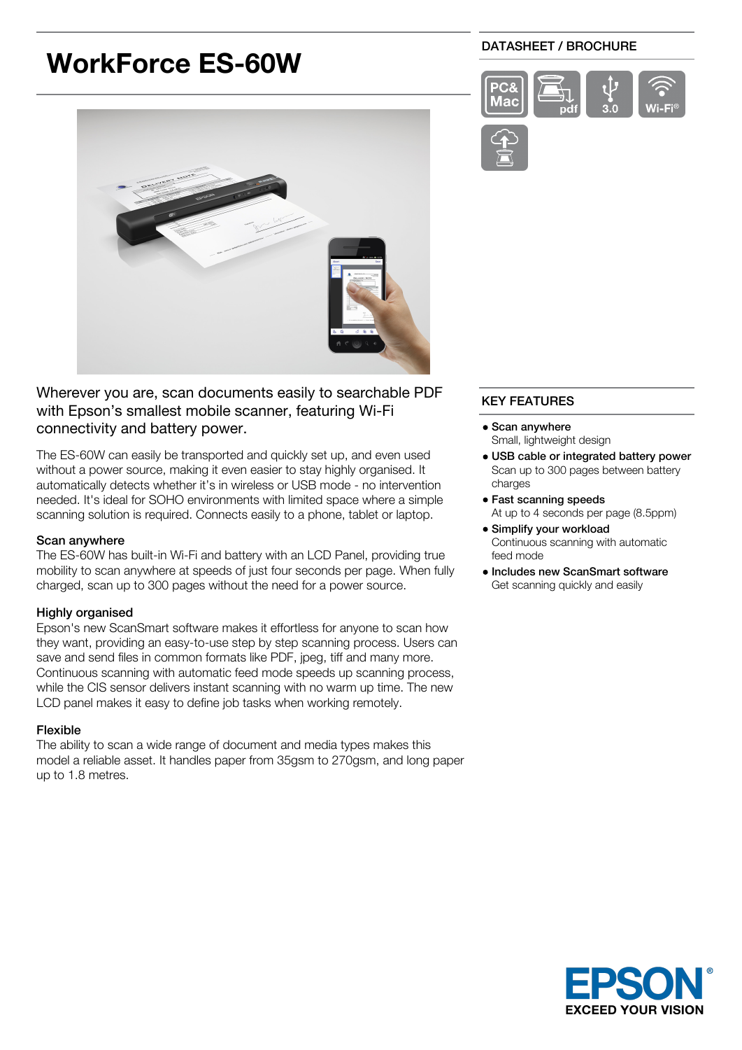# WorkForce ES-60W

DATASHEET / BROCHURE

Wherever you are, scan documents easily to searchable PDF with Epson's smallest mobile scanner, featuring Wi-Fi connectivity and battery power.

The ES-60W can easily be transported and quickly set up, and even used without a power source, making it even easier to stay highly organised. It automatically detects whether it's in wireless or USB mode - no intervention needed. It's ideal for SOHO environments with limited space where a simple scanning solution is required. Connects easily to a phone, tablet or laptop.

### Scan anywhere

The ES-60W has built-in Wi-Fi and battery with an LCD Panel, providing true mobility to scan anywhere at speeds of just four seconds per page. When fully charged, scan up to 300 pages without the need for a power source.

### Highly organised

Epson's new ScanSmart software makes it effortless for anyone to scan how they want, providing an easy-to-use step by step scanning process. Users can save and send files in common formats like PDF, jpeg, tiff and many more. Continuous scanning with automatic feed mode speeds up scanning process, while the CIS sensor delivers instant scanning with no warm up time. The new LCD panel makes it easy to define job tasks when working remotely.

### Flexible

The ability to scan a wide range of document and media types makes this model a reliable asset. It handles paper from 35gsm to 270gsm, and long paper up to 1.8 metres.

## KEY FEATURES

- **Scan anywhere**
  Small, lightweight design
- **USB cable or integrated battery power**
  Scan up to 300 pages between battery charges
- **Fast scanning speeds**
  At up to 4 seconds per page (8.5ppm)
- **Simplify your workload**
  Continuous scanning with automatic feed mode
- **Includes new ScanSmart software**
  Get scanning quickly and easily

EPSON
EXCEED YOUR VISION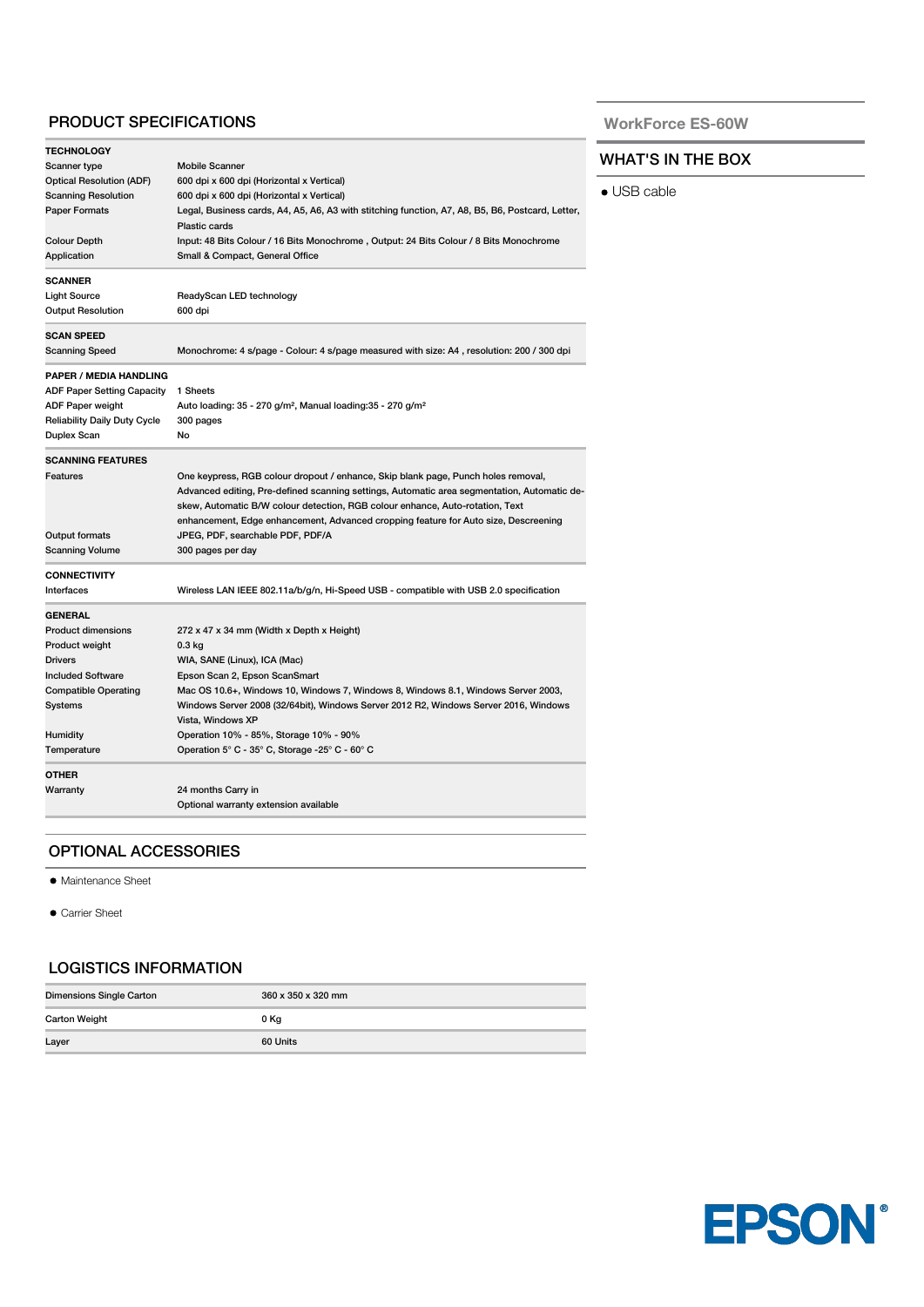## PRODUCT SPECIFICATIONS

| | |
|---|---|
| **TECHNOLOGY** | |
| Scanner type | Mobile Scanner |
| Optical Resolution (ADF) | 600 dpi x 600 dpi (Horizontal x Vertical) |
| Scanning Resolution | 600 dpi x 600 dpi (Horizontal x Vertical) |
| Paper Formats | Legal, Business cards, A4, A5, A6, A3 with stitching function, A7, A8, B5, B6, Postcard, Letter, Plastic cards |
| Colour Depth | Input: 48 Bits Colour / 16 Bits Monochrome , Output: 24 Bits Colour / 8 Bits Monochrome |
| Application | Small & Compact, General Office |
| **SCANNER** | |
| Light Source | ReadyScan LED technology |
| Output Resolution | 600 dpi |
| **SCAN SPEED** | |
| Scanning Speed | Monochrome: 4 s/page - Colour: 4 s/page measured with size: A4 , resolution: 200 / 300 dpi |
| **PAPER / MEDIA HANDLING** | |
| ADF Paper Setting Capacity | 1 Sheets |
| ADF Paper weight | Auto loading: 35 - 270 g/m², Manual loading:35 - 270 g/m² |
| Reliability Daily Duty Cycle | 300 pages |
| Duplex Scan | No |
| **SCANNING FEATURES** | |
| Features | One keypress, RGB colour dropout / enhance, Skip blank page, Punch holes removal, Advanced editing, Pre-defined scanning settings, Automatic area segmentation, Automatic de-skew, Automatic B/W colour detection, RGB colour enhance, Auto-rotation, Text enhancement, Edge enhancement, Advanced cropping feature for Auto size, Descreening |
| Output formats | JPEG, PDF, searchable PDF, PDF/A |
| Scanning Volume | 300 pages per day |
| **CONNECTIVITY** | |
| Interfaces | Wireless LAN IEEE 802.11a/b/g/n, Hi-Speed USB - compatible with USB 2.0 specification |
| **GENERAL** | |
| Product dimensions | 272 x 47 x 34 mm (Width x Depth x Height) |
| Product weight | 0.3 kg |
| Drivers | WIA, SANE (Linux), ICA (Mac) |
| Included Software | Epson Scan 2, Epson ScanSmart |
| Compatible Operating Systems | Mac OS 10.6+, Windows 10, Windows 7, Windows 8, Windows 8.1, Windows Server 2003, Windows Server 2008 (32/64bit), Windows Server 2012 R2, Windows Server 2016, Windows Vista, Windows XP |
| Humidity | Operation 10% - 85%, Storage 10% - 90% |
| Temperature | Operation 5° C - 35° C, Storage -25° C - 60° C |
| **OTHER** | |
| Warranty | 24 months Carry in<br>Optional warranty extension available |

## OPTIONAL ACCESSORIES

- Maintenance Sheet
- Carrier Sheet

## LOGISTICS INFORMATION

| | |
|---|---|
| Dimensions Single Carton | 360 x 350 x 320 mm |
| Carton Weight | 0 Kg |
| Layer | 60 Units |

WorkForce ES-60W

## WHAT'S IN THE BOX

- USB cable